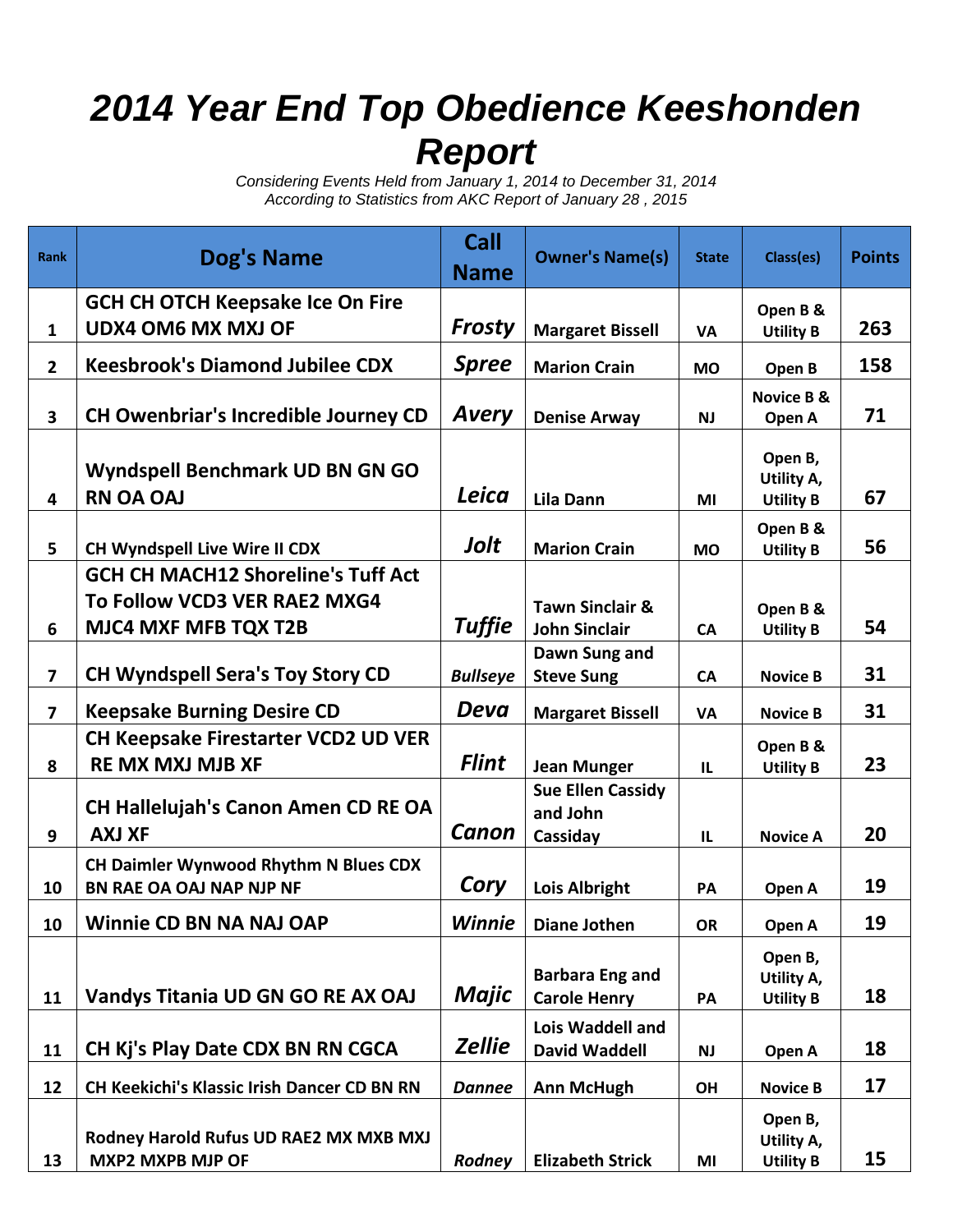# 2014 Year End Top Obedience Keeshonden Report

*Considering Events Held from January 1, 2014 to December 31, 2014*
*According to Statistics from AKC Report of January 28 , 2015*

| Rank | Dog's Name | Call Name | Owner's Name(s) | State | Class(es) | Points |
|---|---|---|---|---|---|---|
| 1 | GCH CH OTCH Keepsake Ice On Fire UDX4 OM6 MX MXJ OF | *Frosty* | Margaret Bissell | VA | Open B & Utility B | 263 |
| 2 | Keesbrook's Diamond Jubilee CDX | *Spree* | Marion Crain | MO | Open B | 158 |
| 3 | CH Owenbriar's Incredible Journey CD | *Avery* | Denise Arway | NJ | Novice B & Open A | 71 |
| 4 | Wyndspell Benchmark UD BN GN GO RN OA OAJ | *Leica* | Lila Dann | MI | Open B, Utility A, Utility B | 67 |
| 5 | CH Wyndspell Live Wire II CDX | *Jolt* | Marion Crain | MO | Open B & Utility B | 56 |
| 6 | GCH CH MACH12 Shoreline's Tuff Act To Follow VCD3 VER RAE2 MXG4 MJC4 MXF MFB TQX T2B | *Tuffie* | Tawn Sinclair & John Sinclair | CA | Open B & Utility B | 54 |
| 7 | CH Wyndspell Sera's Toy Story CD | *Bullseye* | Dawn Sung and Steve Sung | CA | Novice B | 31 |
| 7 | Keepsake Burning Desire CD | *Deva* | Margaret Bissell | VA | Novice B | 31 |
| 8 | CH Keepsake Firestarter VCD2 UD VER RE MX MXJ MJB XF | *Flint* | Jean Munger | IL | Open B & Utility B | 23 |
| 9 | CH Hallelujah's Canon Amen CD RE OA AXJ XF | *Canon* | Sue Ellen Cassidy and John Cassiday | IL | Novice A | 20 |
| 10 | CH Daimler Wynwood Rhythm N Blues CDX BN RAE OA OAJ NAP NJP NF | *Cory* | Lois Albright | PA | Open A | 19 |
| 10 | Winnie CD BN NA NAJ OAP | *Winnie* | Diane Jothen | OR | Open A | 19 |
| 11 | Vandys Titania UD GN GO RE AX OAJ | *Majic* | Barbara Eng and Carole Henry | PA | Open B, Utility A, Utility B | 18 |
| 11 | CH Kj's Play Date CDX BN RN CGCA | *Zellie* | Lois Waddell and David Waddell | NJ | Open A | 18 |
| 12 | CH Keekichi's Klassic Irish Dancer CD BN RN | *Dannee* | Ann McHugh | OH | Novice B | 17 |
| 13 | Rodney Harold Rufus UD RAE2 MX MXB MXJ MXP2 MXPB MJP OF | *Rodney* | Elizabeth Strick | MI | Open B, Utility A, Utility B | 15 |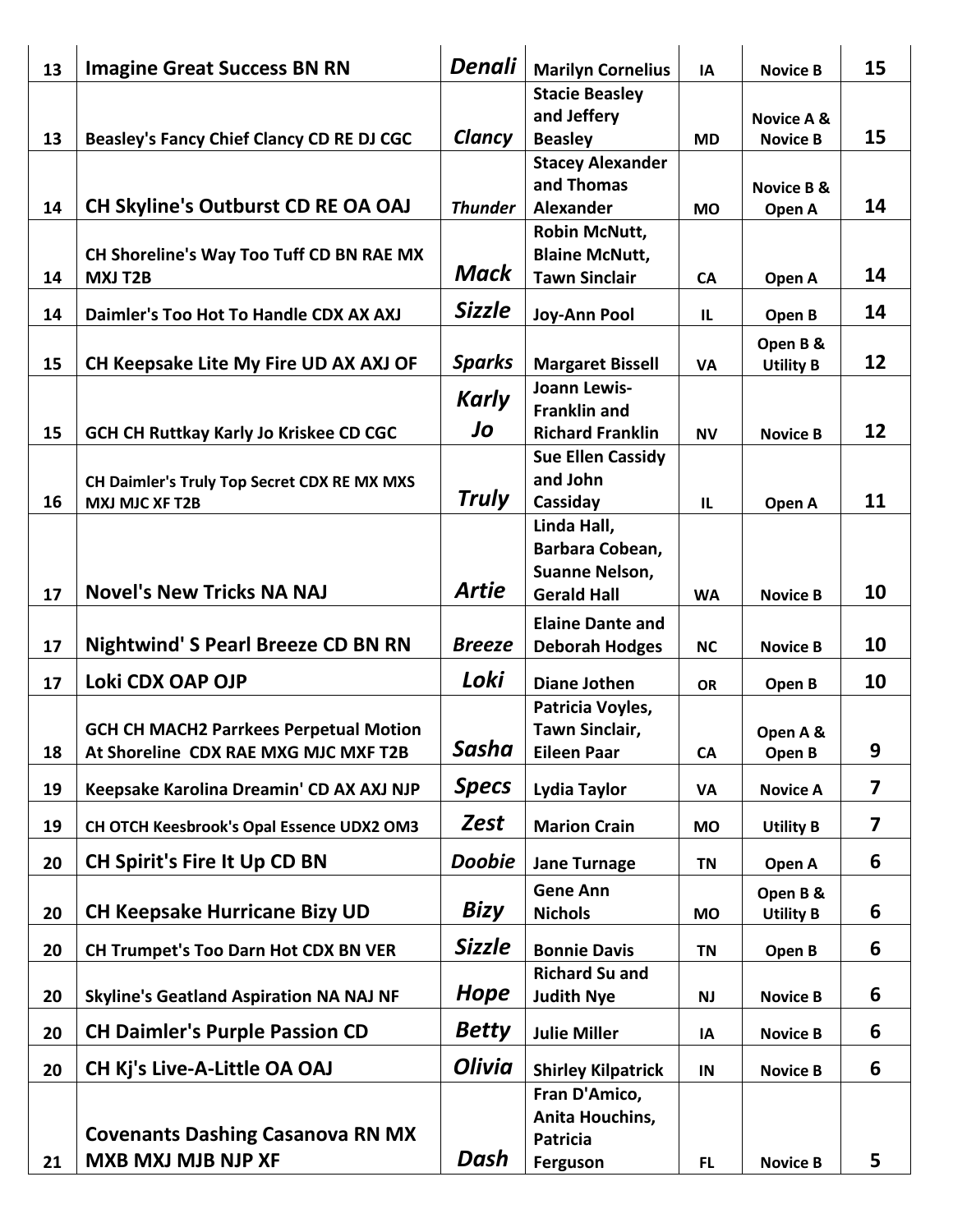| | | | | | | |
|---|---|---|---|---|---|---|
| 13 | **Imagine Great Success BN RN** | ***Denali*** | **Marilyn Cornelius** | **IA** | **Novice B** | **15** |
| 13 | **Beasley's Fancy Chief Clancy CD RE DJ CGC** | ***Clancy*** | **Stacie Beasley and Jeffery Beasley** | **MD** | **Novice A & Novice B** | **15** |
| 14 | **CH Skyline's Outburst CD RE OA OAJ** | ***Thunder*** | **Stacey Alexander and Thomas Alexander** | **MO** | **Novice B & Open A** | **14** |
| 14 | **CH Shoreline's Way Too Tuff CD BN RAE MX MXJ T2B** | ***Mack*** | **Robin McNutt, Blaine McNutt, Tawn Sinclair** | **CA** | **Open A** | **14** |
| 14 | **Daimler's Too Hot To Handle CDX AX AXJ** | ***Sizzle*** | **Joy-Ann Pool** | **IL** | **Open B** | **14** |
| 15 | **CH Keepsake Lite My Fire UD AX AXJ OF** | ***Sparks*** | **Margaret Bissell** | **VA** | **Open B & Utility B** | **12** |
| 15 | **GCH CH Ruttkay Karly Jo Kriskee CD CGC** | ***Karly Jo*** | **Joann Lewis-Franklin and Richard Franklin** | **NV** | **Novice B** | **12** |
| 16 | **CH Daimler's Truly Top Secret CDX RE MX MXS MXJ MJC XF T2B** | ***Truly*** | **Sue Ellen Cassidy and John Cassiday** | **IL** | **Open A** | **11** |
| 17 | **Novel's New Tricks NA NAJ** | ***Artie*** | **Linda Hall, Barbara Cobean, Suanne Nelson, Gerald Hall** | **WA** | **Novice B** | **10** |
| 17 | **Nightwind' S Pearl Breeze CD BN RN** | ***Breeze*** | **Elaine Dante and Deborah Hodges** | **NC** | **Novice B** | **10** |
| 17 | **Loki CDX OAP OJP** | ***Loki*** | **Diane Jothen** | **OR** | **Open B** | **10** |
| 18 | **GCH CH MACH2 Parrkees Perpetual Motion At Shoreline CDX RAE MXG MJC MXF T2B** | ***Sasha*** | **Patricia Voyles, Tawn Sinclair, Eileen Paar** | **CA** | **Open A & Open B** | **9** |
| 19 | **Keepsake Karolina Dreamin' CD AX AXJ NJP** | ***Specs*** | **Lydia Taylor** | **VA** | **Novice A** | **7** |
| 19 | **CH OTCH Keesbrook's Opal Essence UDX2 OM3** | ***Zest*** | **Marion Crain** | **MO** | **Utility B** | **7** |
| 20 | **CH Spirit's Fire It Up CD BN** | ***Doobie*** | **Jane Turnage** | **TN** | **Open A** | **6** |
| 20 | **CH Keepsake Hurricane Bizy UD** | ***Bizy*** | **Gene Ann Nichols** | **MO** | **Open B & Utility B** | **6** |
| 20 | **CH Trumpet's Too Darn Hot CDX BN VER** | ***Sizzle*** | **Bonnie Davis** | **TN** | **Open B** | **6** |
| 20 | **Skyline's Geatland Aspiration NA NAJ NF** | ***Hope*** | **Richard Su and Judith Nye** | **NJ** | **Novice B** | **6** |
| 20 | **CH Daimler's Purple Passion CD** | ***Betty*** | **Julie Miller** | **IA** | **Novice B** | **6** |
| 20 | **CH Kj's Live-A-Little OA OAJ** | ***Olivia*** | **Shirley Kilpatrick** | **IN** | **Novice B** | **6** |
| 21 | **Covenants Dashing Casanova RN MX MXB MXJ MJB NJP XF** | ***Dash*** | **Fran D'Amico, Anita Houchins, Patricia Ferguson** | **FL** | **Novice B** | **5** |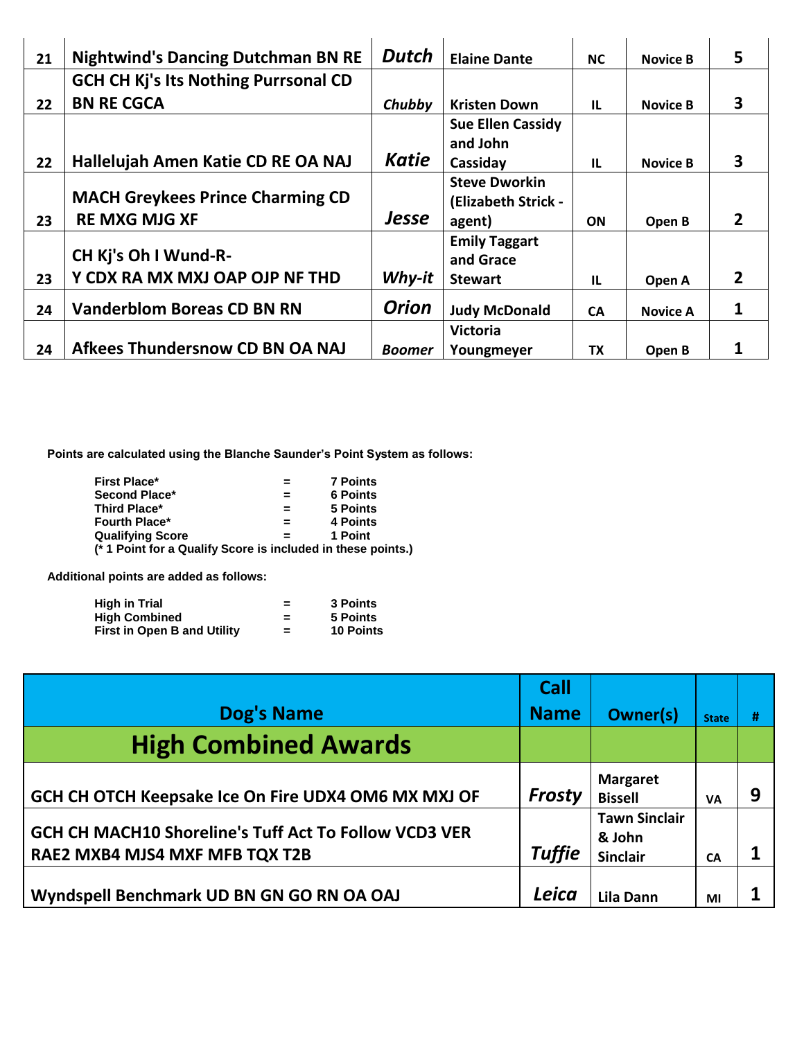| 21 | Nightwind's Dancing Dutchman BN RE | Dutch | Elaine Dante | NC | Novice B | 5 |
|---|---|---|---|---|---|---|
| 22 | GCH CH Kj's Its Nothing Purrsonal CD BN RE CGCA | Chubby | Kristen Down | IL | Novice B | 3 |
| 22 | Hallelujah Amen Katie CD RE OA NAJ | Katie | Sue Ellen Cassidy and John Cassiday | IL | Novice B | 3 |
| 23 | MACH Greykees Prince Charming CD RE MXG MJG XF | Jesse | Steve Dworkin (Elizabeth Strick - agent) | ON | Open B | 2 |
| 23 | CH Kj's Oh I Wund-R-Y CDX RA MX MXJ OAP OJP NF THD | Why-it | Emily Taggart and Grace Stewart | IL | Open A | 2 |
| 24 | Vanderblom Boreas CD BN RN | Orion | Judy McDonald | CA | Novice A | 1 |
| 24 | Afkees Thundersnow CD BN OA NAJ | Boomer | Victoria Youngmeyer | TX | Open B | 1 |

**Points are calculated using the Blanche Saunder's Point System as follows:**

| | | |
|---|---|---|
| **First Place*** | **=** | **7 Points** |
| **Second Place*** | **=** | **6 Points** |
| **Third Place*** | **=** | **5 Points** |
| **Fourth Place*** | **=** | **4 Points** |
| **Qualifying Score** | **=** | **1 Point** |

**(* 1 Point for a Qualify Score is included in these points.)**

**Additional points are added as follows:**

| | | |
|---|---|---|
| **High in Trial** | **=** | **3 Points** |
| **High Combined** | **=** | **5 Points** |
| **First in Open B and Utility** | **=** | **10 Points** |

| Dog's Name | Call Name | Owner(s) | State | # |
|---|---|---|---|---|
| **High Combined Awards** | | | | |
| GCH CH OTCH Keepsake Ice On Fire UDX4 OM6 MX MXJ OF | Frosty | Margaret Bissell | VA | 9 |
| GCH CH MACH10 Shoreline's Tuff Act To Follow VCD3 VER RAE2 MXB4 MJS4 MXF MFB TQX T2B | Tuffie | Tawn Sinclair & John Sinclair | CA | 1 |
| Wyndspell Benchmark UD BN GN GO RN OA OAJ | Leica | Lila Dann | MI | 1 |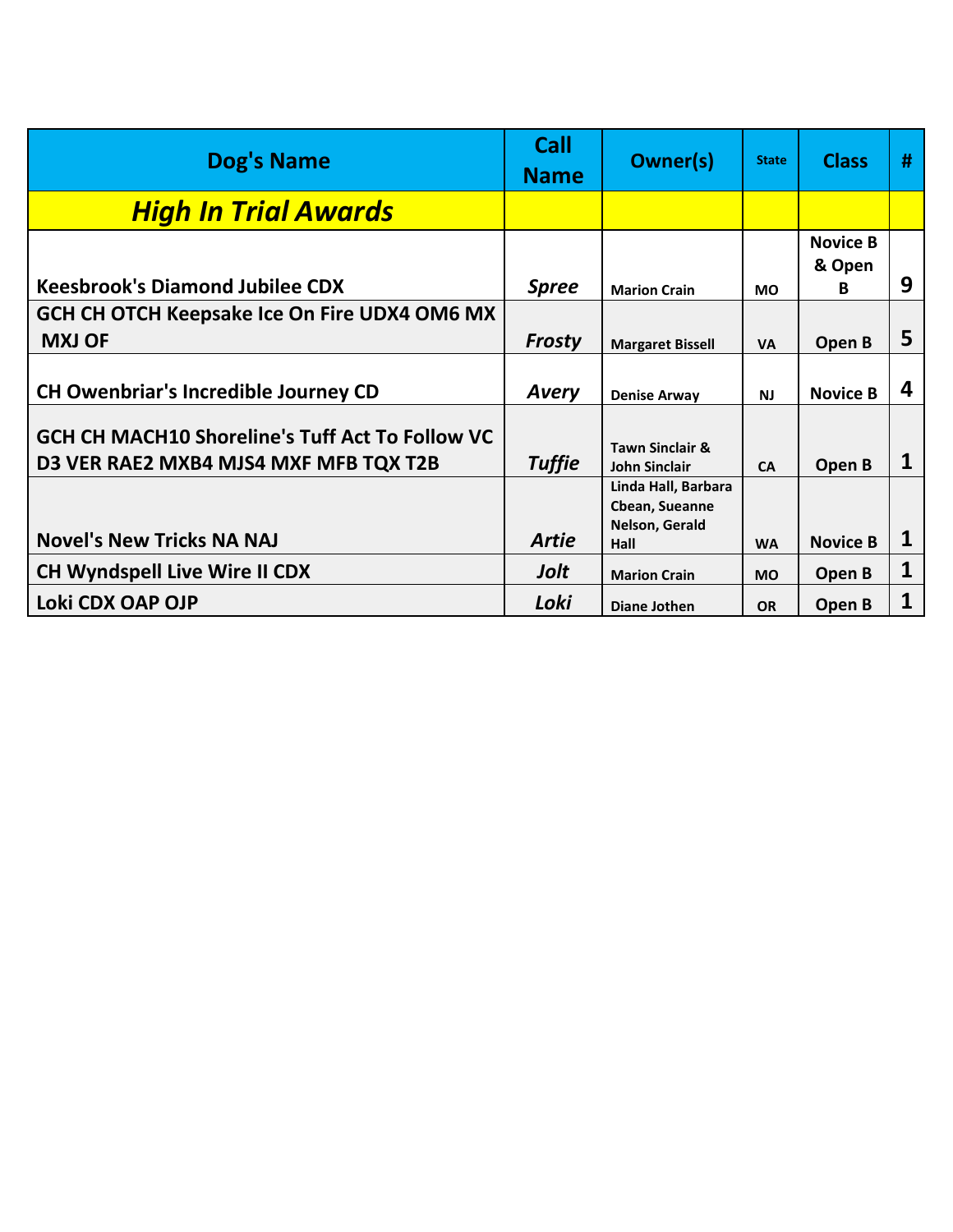| Dog's Name | Call Name | Owner(s) | State | Class | # |
|---|---|---|---|---|---|
| ***High In Trial Awards*** | | | | | |
| **Keesbrook's Diamond Jubilee CDX** | ***Spree*** | **Marion Crain** | **MO** | **Novice B & Open B** | **9** |
| **GCH CH OTCH Keepsake Ice On Fire UDX4 OM6 MX MXJ OF** | ***Frosty*** | **Margaret Bissell** | **VA** | **Open B** | **5** |
| **CH Owenbriar's Incredible Journey CD** | ***Avery*** | **Denise Arway** | **NJ** | **Novice B** | **4** |
| **GCH CH MACH10 Shoreline's Tuff Act To Follow VC D3 VER RAE2 MXB4 MJS4 MXF MFB TQX T2B** | ***Tuffie*** | **Tawn Sinclair & John Sinclair** | **CA** | **Open B** | **1** |
| **Novel's New Tricks NA NAJ** | ***Artie*** | **Linda Hall, Barbara Cbean, Sueanne Nelson, Gerald Hall** | **WA** | **Novice B** | **1** |
| **CH Wyndspell Live Wire II CDX** | ***Jolt*** | **Marion Crain** | **MO** | **Open B** | **1** |
| **Loki CDX OAP OJP** | ***Loki*** | **Diane Jothen** | **OR** | **Open B** | **1** |